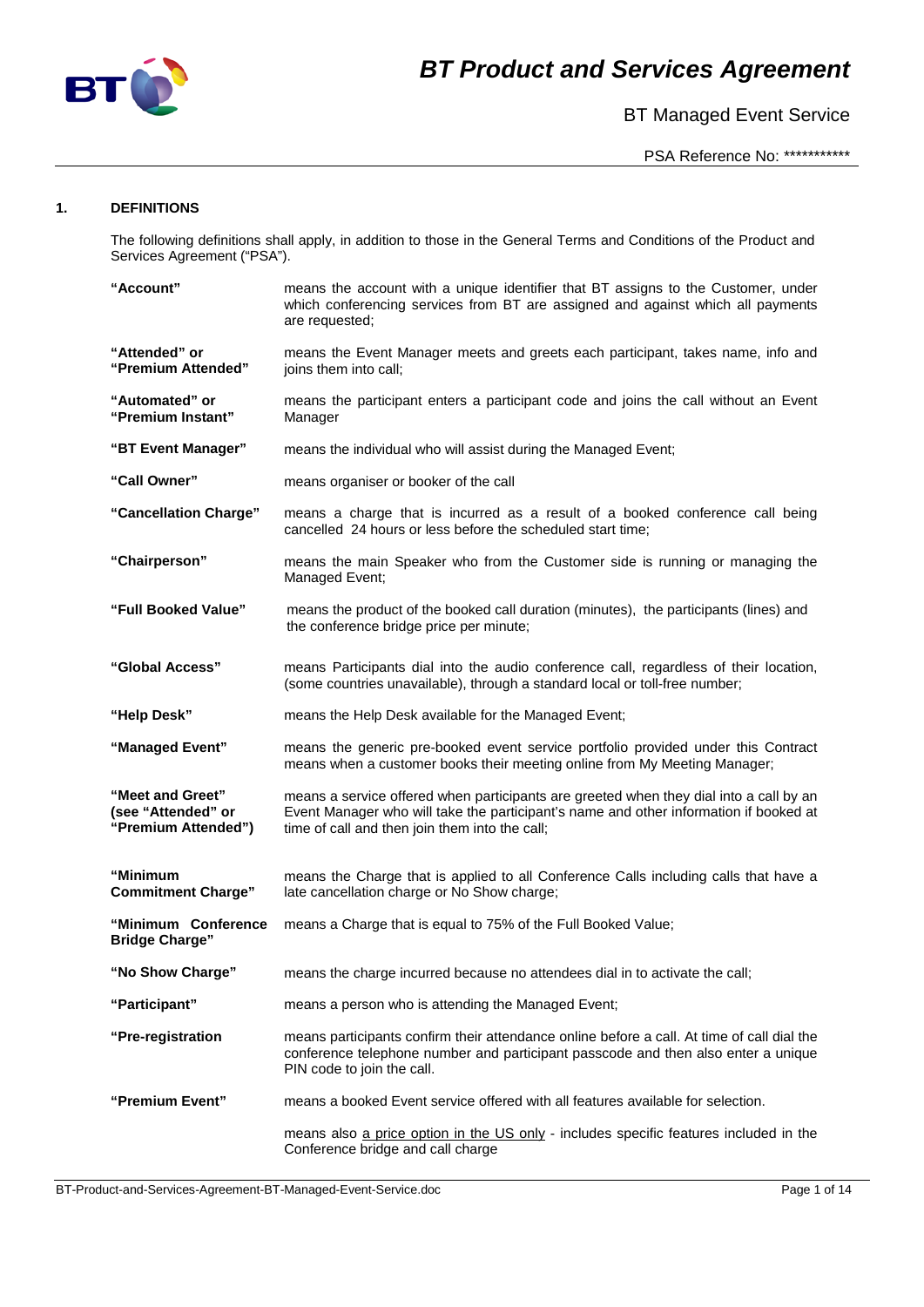# BT Product and Services Agreement

BT Managed Event Service

PSA Reference No: ***********

## 1. DEFINITIONS

The following definitions shall apply, in addition to those in the General Terms and Conditions of the Product and Services Agreement ("PSA").

| | |
|---|---|
| **"Account"** | means the account with a unique identifier that BT assigns to the Customer, under which conferencing services from BT are assigned and against which all payments are requested; |
| **"Attended" or "Premium Attended"** | means the Event Manager meets and greets each participant, takes name, info and joins them into call; |
| **"Automated" or "Premium Instant"** | means the participant enters a participant code and joins the call without an Event Manager |
| **"BT Event Manager"** | means the individual who will assist during the Managed Event; |
| **"Call Owner"** | means organiser or booker of the call |
| **"Cancellation Charge"** | means a charge that is incurred as a result of a booked conference call being cancelled 24 hours or less before the scheduled start time; |
| **"Chairperson"** | means the main Speaker who from the Customer side is running or managing the Managed Event; |
| **"Full Booked Value"** | means the product of the booked call duration (minutes), the participants (lines) and the conference bridge price per minute; |
| **"Global Access"** | means Participants dial into the audio conference call, regardless of their location, (some countries unavailable), through a standard local or toll-free number; |
| **"Help Desk"** | means the Help Desk available for the Managed Event; |
| **"Managed Event"** | means the generic pre-booked event service portfolio provided under this Contract means when a customer books their meeting online from My Meeting Manager; |
| **"Meet and Greet" (see "Attended" or "Premium Attended")** | means a service offered when participants are greeted when they dial into a call by an Event Manager who will take the participant's name and other information if booked at time of call and then join them into the call; |
| **"Minimum Commitment Charge"** | means the Charge that is applied to all Conference Calls including calls that have a late cancellation charge or No Show charge; |
| **"Minimum Conference Bridge Charge"** | means a Charge that is equal to 75% of the Full Booked Value; |
| **"No Show Charge"** | means the charge incurred because no attendees dial in to activate the call; |
| **"Participant"** | means a person who is attending the Managed Event; |
| **"Pre-registration** | means participants confirm their attendance online before a call. At time of call dial the conference telephone number and participant passcode and then also enter a unique PIN code to join the call. |
| **"Premium Event"** | means a booked Event service offered with all features available for selection. |
| | means also a price option in the US only - includes specific features included in the Conference bridge and call charge |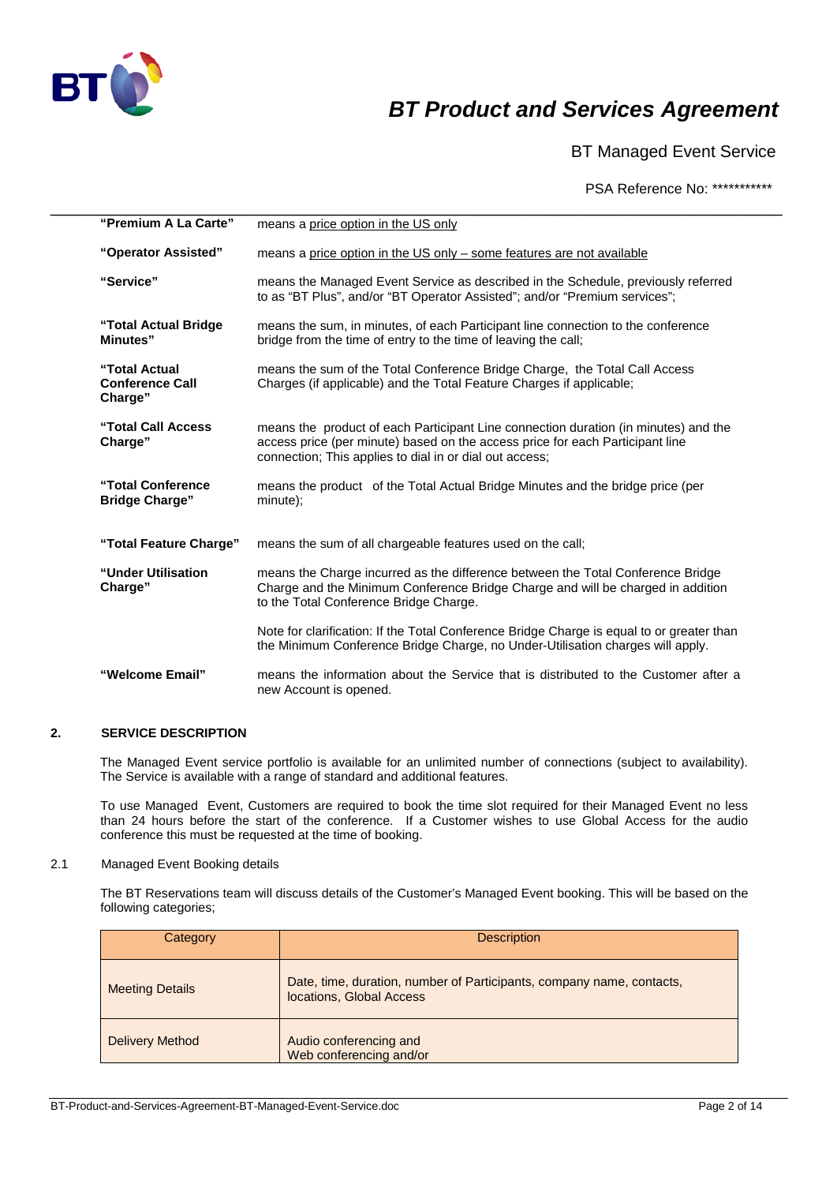| | |
|---|---|
| **"Premium A La Carte"** | means a price option in the US only |
| **"Operator Assisted"** | means a price option in the US only – some features are not available |
| **"Service"** | means the Managed Event Service as described in the Schedule, previously referred to as "BT Plus", and/or "BT Operator Assisted"; and/or "Premium services"; |
| **"Total Actual Bridge Minutes"** | means the sum, in minutes, of each Participant line connection to the conference bridge from the time of entry to the time of leaving the call; |
| **"Total Actual Conference Call Charge"** | means the sum of the Total Conference Bridge Charge, the Total Call Access Charges (if applicable) and the Total Feature Charges if applicable; |
| **"Total Call Access Charge"** | means the product of each Participant Line connection duration (in minutes) and the access price (per minute) based on the access price for each Participant line connection; This applies to dial in or dial out access; |
| **"Total Conference Bridge Charge"** | means the product of the Total Actual Bridge Minutes and the bridge price (per minute); |
| **"Total Feature Charge"** | means the sum of all chargeable features used on the call; |
| **"Under Utilisation Charge"** | means the Charge incurred as the difference between the Total Conference Bridge Charge and the Minimum Conference Bridge Charge and will be charged in addition to the Total Conference Bridge Charge. |
| | Note for clarification: If the Total Conference Bridge Charge is equal to or greater than the Minimum Conference Bridge Charge, no Under-Utilisation charges will apply. |
| **"Welcome Email"** | means the information about the Service that is distributed to the Customer after a new Account is opened. |

## 2. SERVICE DESCRIPTION

The Managed Event service portfolio is available for an unlimited number of connections (subject to availability). The Service is available with a range of standard and additional features.

To use Managed Event, Customers are required to book the time slot required for their Managed Event no less than 24 hours before the start of the conference. If a Customer wishes to use Global Access for the audio conference this must be requested at the time of booking.

### 2.1 Managed Event Booking details

The BT Reservations team will discuss details of the Customer's Managed Event booking. This will be based on the following categories;

| Category | Description |
|---|---|
| Meeting Details | Date, time, duration, number of Participants, company name, contacts, locations, Global Access |
| Delivery Method | Audio conferencing and<br>Web conferencing and/or |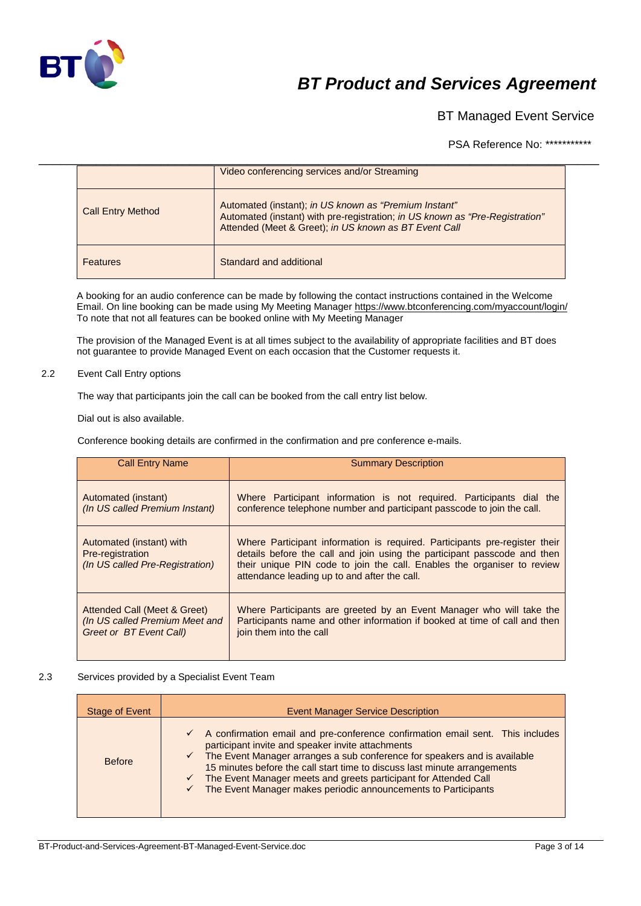| | |
|---|---|
| | Video conferencing services and/or Streaming |
| Call Entry Method | Automated (instant); *in US known as "Premium Instant"*<br>Automated (instant) with pre-registration; *in US known as "Pre-Registration"*<br>Attended (Meet & Greet); *in US known as BT Event Call* |
| Features | Standard and additional |

A booking for an audio conference can be made by following the contact instructions contained in the Welcome Email. On line booking can be made using My Meeting Manager https://www.btconferencing.com/myaccount/login/
To note that not all features can be booked online with My Meeting Manager

The provision of the Managed Event is at all times subject to the availability of appropriate facilities and BT does not guarantee to provide Managed Event on each occasion that the Customer requests it.

2.2 Event Call Entry options

The way that participants join the call can be booked from the call entry list below.

Dial out is also available.

Conference booking details are confirmed in the confirmation and pre conference e-mails.

| Call Entry Name | Summary Description |
|---|---|
| Automated (instant)<br>*(In US called Premium Instant)* | Where Participant information is not required. Participants dial the conference telephone number and participant passcode to join the call. |
| Automated (instant) with Pre-registration<br>*(In US called Pre-Registration)* | Where Participant information is required. Participants pre-register their details before the call and join using the participant passcode and then their unique PIN code to join the call. Enables the organiser to review attendance leading up to and after the call. |
| Attended Call (Meet & Greet)<br>*(In US called Premium Meet and Greet or BT Event Call)* | Where Participants are greeted by an Event Manager who will take the Participants name and other information if booked at time of call and then join them into the call |

2.3 Services provided by a Specialist Event Team

| Stage of Event | Event Manager Service Description |
|---|---|
| Before | ✓ A confirmation email and pre-conference confirmation email sent. This includes participant invite and speaker invite attachments<br>✓ The Event Manager arranges a sub conference for speakers and is available 15 minutes before the call start time to discuss last minute arrangements<br>✓ The Event Manager meets and greets participant for Attended Call<br>✓ The Event Manager makes periodic announcements to Participants |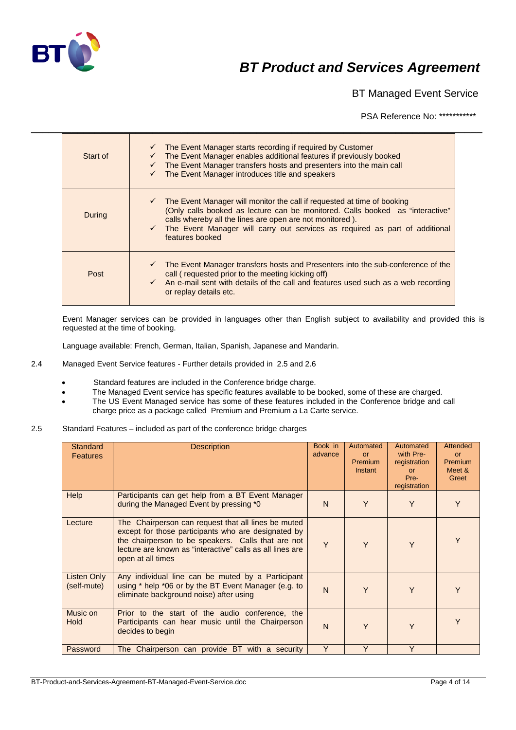| | |
|---|---|
| Start of | ✓ The Event Manager starts recording if required by Customer<br>✓ The Event Manager enables additional features if previously booked<br>✓ The Event Manager transfers hosts and presenters into the main call<br>✓ The Event Manager introduces title and speakers |
| During | ✓ The Event Manager will monitor the call if requested at time of booking (Only calls booked as lecture can be monitored. Calls booked as "interactive" calls whereby all the lines are open are not monitored ).<br>✓ The Event Manager will carry out services as required as part of additional features booked |
| Post | ✓ The Event Manager transfers hosts and Presenters into the sub-conference of the call ( requested prior to the meeting kicking off)<br>✓ An e-mail sent with details of the call and features used such as a web recording or replay details etc. |

Event Manager services can be provided in languages other than English subject to availability and provided this is requested at the time of booking.

Language available: French, German, Italian, Spanish, Japanese and Mandarin.

2.4 Managed Event Service features - Further details provided in 2.5 and 2.6

- Standard features are included in the Conference bridge charge.
- The Managed Event service has specific features available to be booked, some of these are charged.
- The US Event Managed service has some of these features included in the Conference bridge and call charge price as a package called Premium and Premium a La Carte service.

2.5 Standard Features – included as part of the conference bridge charges

| Standard Features | Description | Book in advance | Automated or Premium Instant | Automated with Pre-registration or Pre-registration | Attended or Premium Meet & Greet |
|---|---|---|---|---|---|
| Help | Participants can get help from a BT Event Manager during the Managed Event by pressing *0 | N | Y | Y | Y |
| Lecture | The Chairperson can request that all lines be muted except for those participants who are designated by the chairperson to be speakers. Calls that are not lecture are known as "interactive" calls as all lines are open at all times | Y | Y | Y | Y |
| Listen Only (self-mute) | Any individual line can be muted by a Participant using * help *06 or by the BT Event Manager (e.g. to eliminate background noise) after using | N | Y | Y | Y |
| Music on Hold | Prior to the start of the audio conference, the Participants can hear music until the Chairperson decides to begin | N | Y | Y | Y |
| Password | The Chairperson can provide BT with a security | Y | Y | Y | |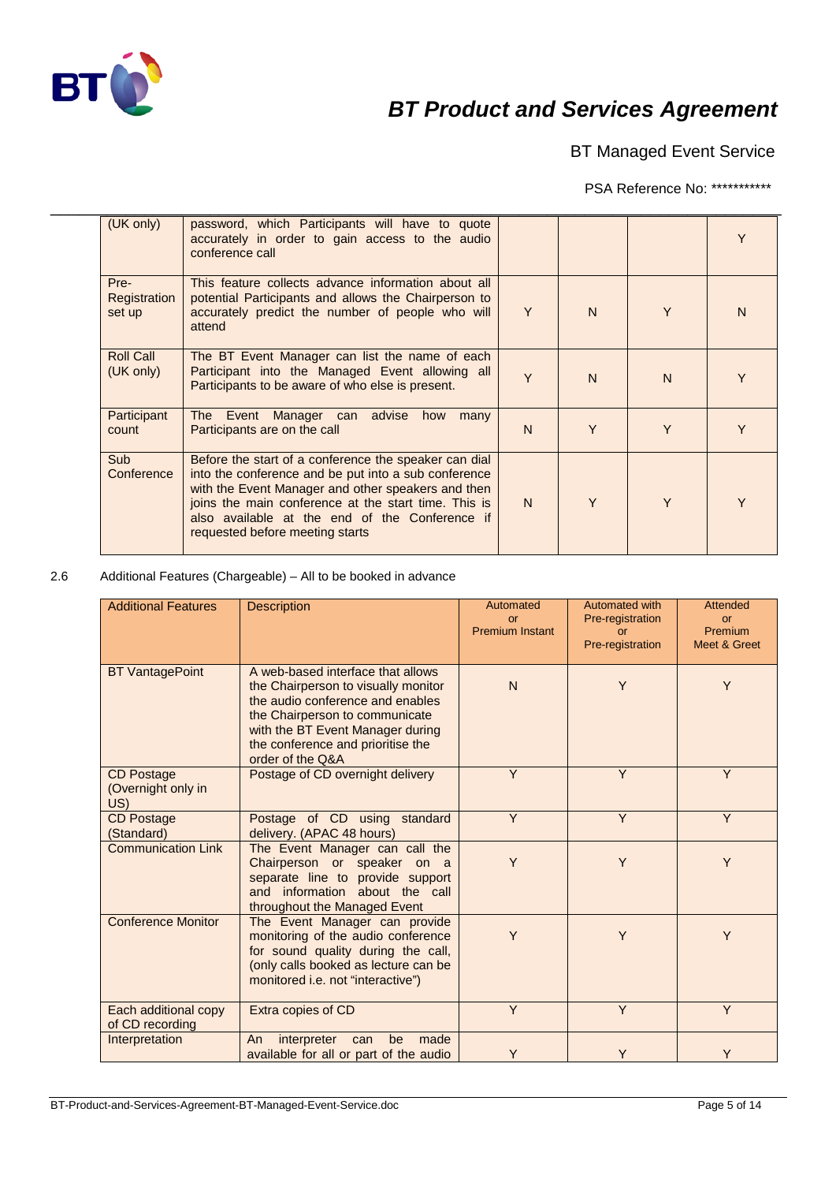| | | | | | |
|---|---|---|---|---|---|
| (UK only) | password, which Participants will have to quote accurately in order to gain access to the audio conference call | | | | Y |
| Pre-Registration set up | This feature collects advance information about all potential Participants and allows the Chairperson to accurately predict the number of people who will attend | Y | N | Y | N |
| Roll Call (UK only) | The BT Event Manager can list the name of each Participant into the Managed Event allowing all Participants to be aware of who else is present. | Y | N | N | Y |
| Participant count | The Event Manager can advise how many Participants are on the call | N | Y | Y | Y |
| Sub Conference | Before the start of a conference the speaker can dial into the conference and be put into a sub conference with the Event Manager and other speakers and then joins the main conference at the start time. This is also available at the end of the Conference if requested before meeting starts | N | Y | Y | Y |

2.6 Additional Features (Chargeable) – All to be booked in advance

| Additional Features | Description | Automated or Premium Instant | Automated with Pre-registration or Pre-registration | Attended or Premium Meet & Greet |
|---|---|---|---|---|
| BT VantagePoint | A web-based interface that allows the Chairperson to visually monitor the audio conference and enables the Chairperson to communicate with the BT Event Manager during the conference and prioritise the order of the Q&A | N | Y | Y |
| CD Postage (Overnight only in US) | Postage of CD overnight delivery | Y | Y | Y |
| CD Postage (Standard) | Postage of CD using standard delivery. (APAC 48 hours) | Y | Y | Y |
| Communication Link | The Event Manager can call the Chairperson or speaker on a separate line to provide support and information about the call throughout the Managed Event | Y | Y | Y |
| Conference Monitor | The Event Manager can provide monitoring of the audio conference for sound quality during the call, (only calls booked as lecture can be monitored i.e. not "interactive") | Y | Y | Y |
| Each additional copy of CD recording | Extra copies of CD | Y | Y | Y |
| Interpretation | An interpreter can be made available for all or part of the audio | Y | Y | Y |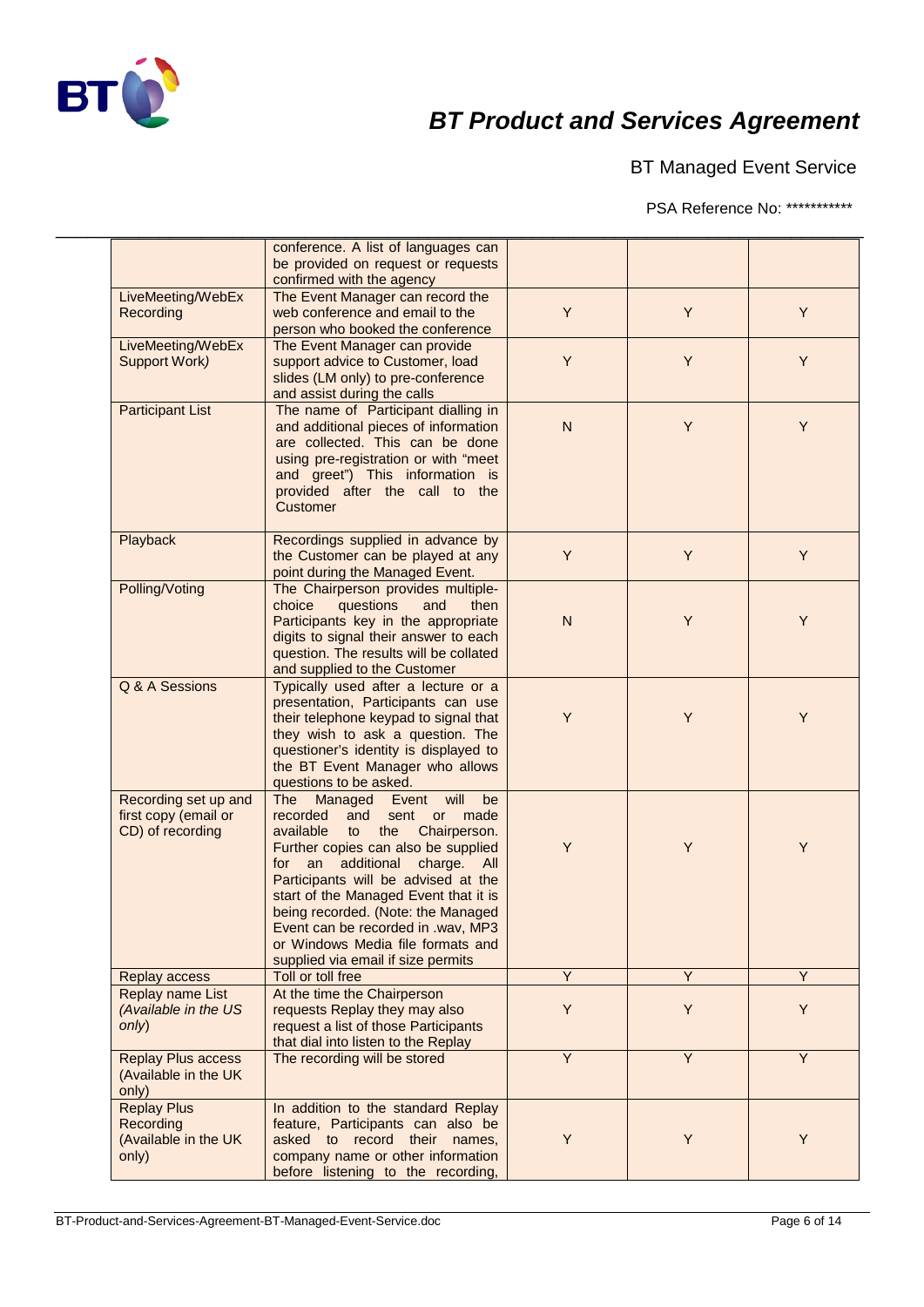|  |  |  |  |  |
|---|---|---|---|---|
|  | conference. A list of languages can be provided on request or requests confirmed with the agency |  |  |  |
| LiveMeeting/WebEx Recording | The Event Manager can record the web conference and email to the person who booked the conference | Y | Y | Y |
| LiveMeeting/WebEx Support Work) | The Event Manager can provide support advice to Customer, load slides (LM only) to pre-conference and assist during the calls | Y | Y | Y |
| Participant List | The name of Participant dialling in and additional pieces of information are collected. This can be done using pre-registration or with "meet and greet") This information is provided after the call to the Customer | N | Y | Y |
| Playback | Recordings supplied in advance by the Customer can be played at any point during the Managed Event. | Y | Y | Y |
| Polling/Voting | The Chairperson provides multiple-choice questions and then Participants key in the appropriate digits to signal their answer to each question. The results will be collated and supplied to the Customer | N | Y | Y |
| Q & A Sessions | Typically used after a lecture or a presentation, Participants can use their telephone keypad to signal that they wish to ask a question. The questioner's identity is displayed to the BT Event Manager who allows questions to be asked. | Y | Y | Y |
| Recording set up and first copy (email or CD) of recording | The Managed Event will be recorded and sent or made available to the Chairperson. Further copies can also be supplied for an additional charge. All Participants will be advised at the start of the Managed Event that it is being recorded. (Note: the Managed Event can be recorded in .wav, MP3 or Windows Media file formats and supplied via email if size permits | Y | Y | Y |
| Replay access | Toll or toll free | Y | Y | Y |
| Replay name List *(Available in the US only)* | At the time the Chairperson requests Replay they may also request a list of those Participants that dial into listen to the Replay | Y | Y | Y |
| Replay Plus access (Available in the UK only) | The recording will be stored | Y | Y | Y |
| Replay Plus Recording (Available in the UK only) | In addition to the standard Replay feature, Participants can also be asked to record their names, company name or other information before listening to the recording, | Y | Y | Y |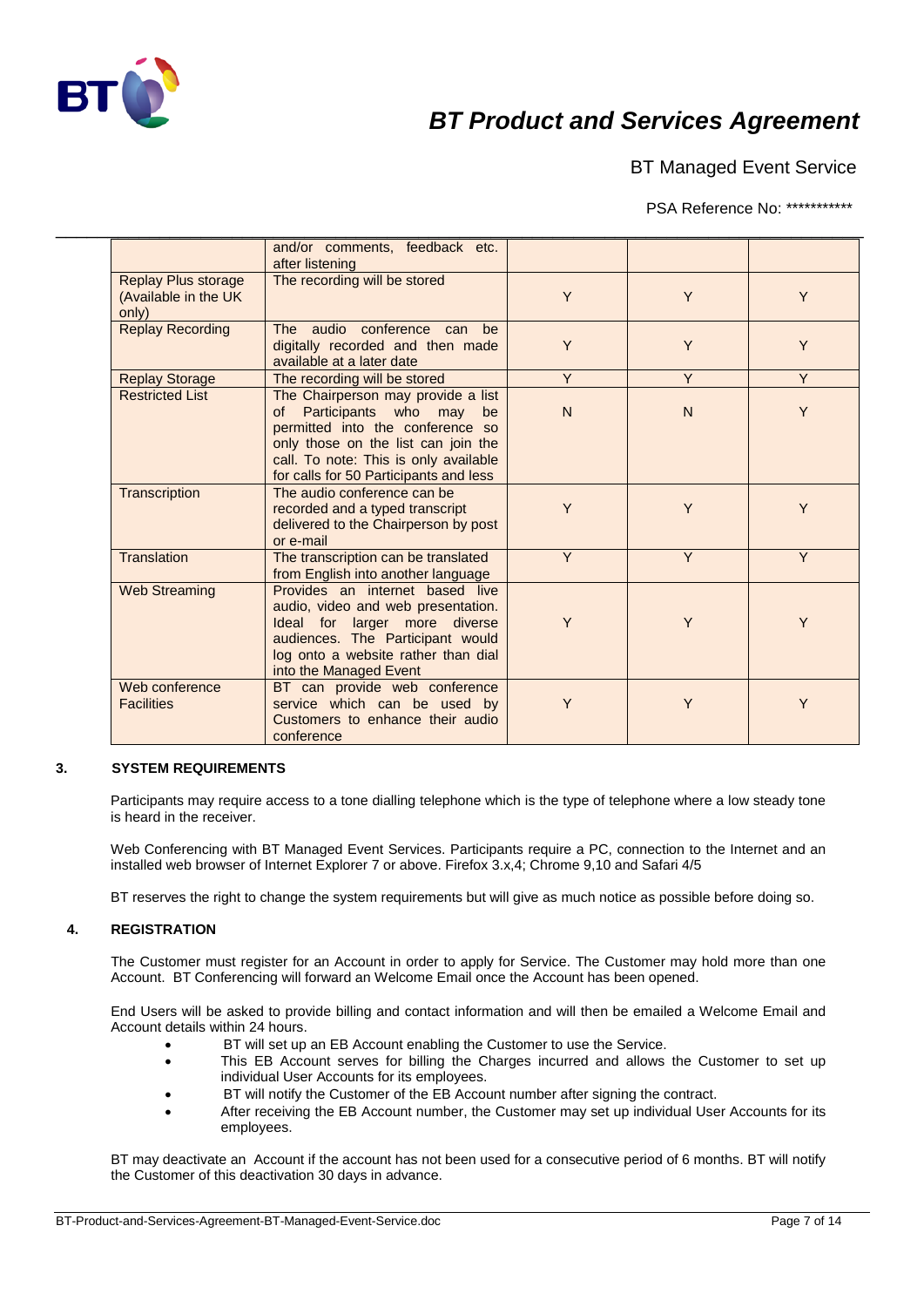|  |  |  |  |  |
|---|---|---|---|---|
|  | and/or comments, feedback etc. after listening |  |  |  |
| Replay Plus storage (Available in the UK only) | The recording will be stored | Y | Y | Y |
| Replay Recording | The audio conference can be digitally recorded and then made available at a later date | Y | Y | Y |
| Replay Storage | The recording will be stored | Y | Y | Y |
| Restricted List | The Chairperson may provide a list of Participants who may be permitted into the conference so only those on the list can join the call. To note: This is only available for calls for 50 Participants and less | N | N | Y |
| Transcription | The audio conference can be recorded and a typed transcript delivered to the Chairperson by post or e-mail | Y | Y | Y |
| Translation | The transcription can be translated from English into another language | Y | Y | Y |
| Web Streaming | Provides an internet based live audio, video and web presentation. Ideal for larger more diverse audiences. The Participant would log onto a website rather than dial into the Managed Event | Y | Y | Y |
| Web conference Facilities | BT can provide web conference service which can be used by Customers to enhance their audio conference | Y | Y | Y |

## 3. SYSTEM REQUIREMENTS

Participants may require access to a tone dialling telephone which is the type of telephone where a low steady tone is heard in the receiver.

Web Conferencing with BT Managed Event Services. Participants require a PC, connection to the Internet and an installed web browser of Internet Explorer 7 or above. Firefox 3.x,4; Chrome 9,10 and Safari 4/5

BT reserves the right to change the system requirements but will give as much notice as possible before doing so.

## 4. REGISTRATION

The Customer must register for an Account in order to apply for Service. The Customer may hold more than one Account. BT Conferencing will forward an Welcome Email once the Account has been opened.

End Users will be asked to provide billing and contact information and will then be emailed a Welcome Email and Account details within 24 hours.

- BT will set up an EB Account enabling the Customer to use the Service.
- This EB Account serves for billing the Charges incurred and allows the Customer to set up individual User Accounts for its employees.
- BT will notify the Customer of the EB Account number after signing the contract.
- After receiving the EB Account number, the Customer may set up individual User Accounts for its employees.

BT may deactivate an Account if the account has not been used for a consecutive period of 6 months. BT will notify the Customer of this deactivation 30 days in advance.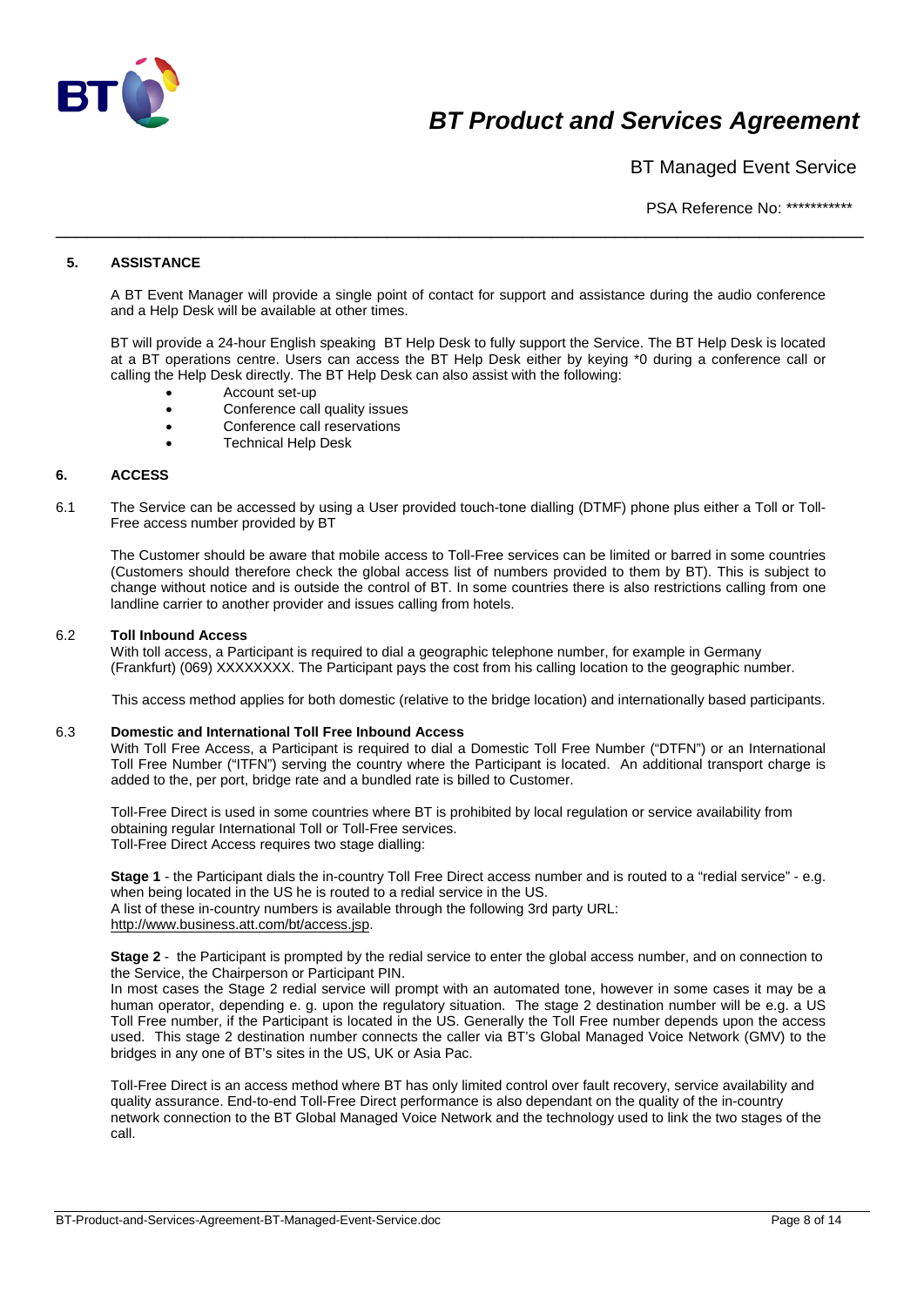## 5. ASSISTANCE

A BT Event Manager will provide a single point of contact for support and assistance during the audio conference and a Help Desk will be available at other times.

BT will provide a 24-hour English speaking BT Help Desk to fully support the Service. The BT Help Desk is located at a BT operations centre. Users can access the BT Help Desk either by keying *0 during a conference call or calling the Help Desk directly. The BT Help Desk can also assist with the following:

- Account set-up
- Conference call quality issues
- Conference call reservations
- Technical Help Desk

## 6. ACCESS

6.1 The Service can be accessed by using a User provided touch-tone dialling (DTMF) phone plus either a Toll or Toll-Free access number provided by BT

The Customer should be aware that mobile access to Toll-Free services can be limited or barred in some countries (Customers should therefore check the global access list of numbers provided to them by BT). This is subject to change without notice and is outside the control of BT. In some countries there is also restrictions calling from one landline carrier to another provider and issues calling from hotels.

6.2 **Toll Inbound Access**

With toll access, a Participant is required to dial a geographic telephone number, for example in Germany (Frankfurt) (069) XXXXXXXX. The Participant pays the cost from his calling location to the geographic number.

This access method applies for both domestic (relative to the bridge location) and internationally based participants.

6.3 **Domestic and International Toll Free Inbound Access**

With Toll Free Access, a Participant is required to dial a Domestic Toll Free Number ("DTFN") or an International Toll Free Number ("ITFN") serving the country where the Participant is located. An additional transport charge is added to the, per port, bridge rate and a bundled rate is billed to Customer.

Toll-Free Direct is used in some countries where BT is prohibited by local regulation or service availability from obtaining regular International Toll or Toll-Free services.
Toll-Free Direct Access requires two stage dialling:

**Stage 1** - the Participant dials the in-country Toll Free Direct access number and is routed to a "redial service" - e.g. when being located in the US he is routed to a redial service in the US.
A list of these in-country numbers is available through the following 3rd party URL:
http://www.business.att.com/bt/access.jsp.

**Stage 2** - the Participant is prompted by the redial service to enter the global access number, and on connection to the Service, the Chairperson or Participant PIN.
In most cases the Stage 2 redial service will prompt with an automated tone, however in some cases it may be a human operator, depending e. g. upon the regulatory situation. The stage 2 destination number will be e.g. a US Toll Free number, if the Participant is located in the US. Generally the Toll Free number depends upon the access used. This stage 2 destination number connects the caller via BT's Global Managed Voice Network (GMV) to the bridges in any one of BT's sites in the US, UK or Asia Pac.

Toll-Free Direct is an access method where BT has only limited control over fault recovery, service availability and quality assurance. End-to-end Toll-Free Direct performance is also dependant on the quality of the in-country network connection to the BT Global Managed Voice Network and the technology used to link the two stages of the call.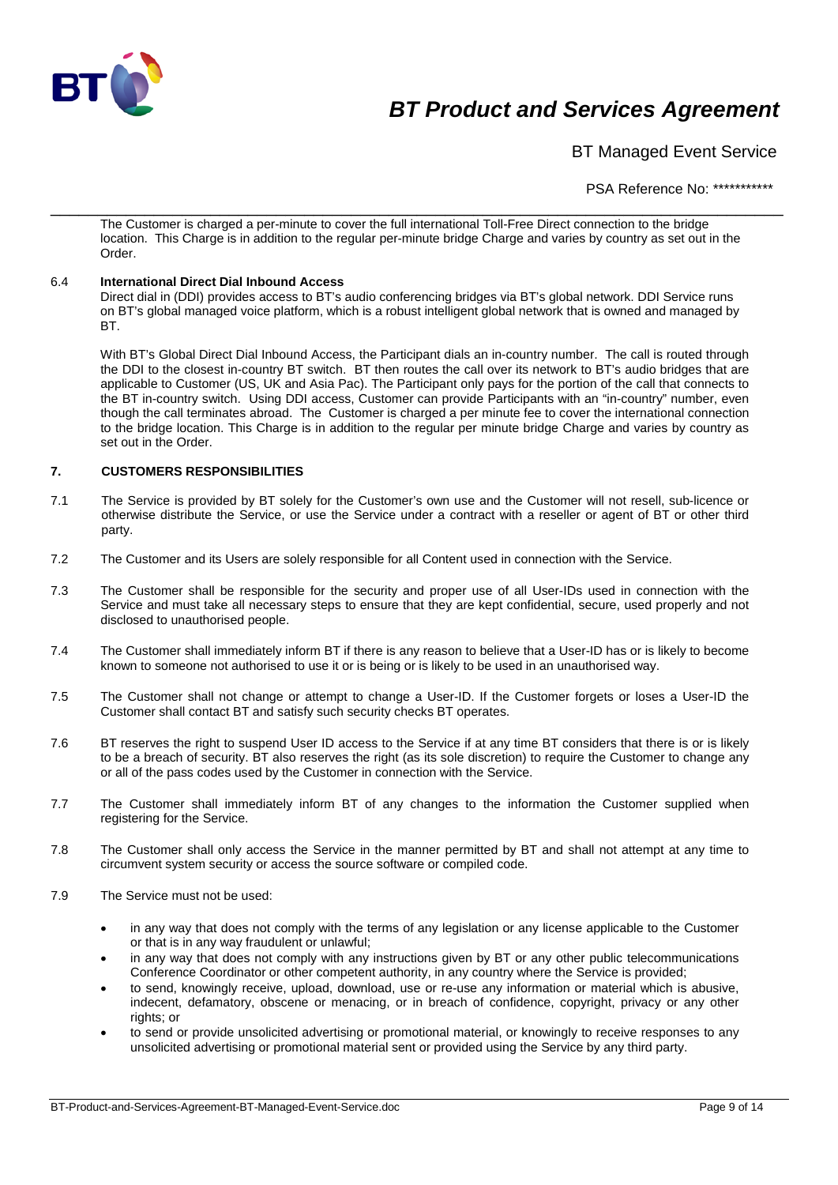The Customer is charged a per-minute to cover the full international Toll-Free Direct connection to the bridge location. This Charge is in addition to the regular per-minute bridge Charge and varies by country as set out in the Order.

6.4 **International Direct Dial Inbound Access**

Direct dial in (DDI) provides access to BT's audio conferencing bridges via BT's global network. DDI Service runs on BT's global managed voice platform, which is a robust intelligent global network that is owned and managed by BT.

With BT's Global Direct Dial Inbound Access, the Participant dials an in-country number. The call is routed through the DDI to the closest in-country BT switch. BT then routes the call over its network to BT's audio bridges that are applicable to Customer (US, UK and Asia Pac). The Participant only pays for the portion of the call that connects to the BT in-country switch. Using DDI access, Customer can provide Participants with an "in-country" number, even though the call terminates abroad. The Customer is charged a per minute fee to cover the international connection to the bridge location. This Charge is in addition to the regular per minute bridge Charge and varies by country as set out in the Order.

## 7. CUSTOMERS RESPONSIBILITIES

7.1 The Service is provided by BT solely for the Customer's own use and the Customer will not resell, sub-licence or otherwise distribute the Service, or use the Service under a contract with a reseller or agent of BT or other third party.

7.2 The Customer and its Users are solely responsible for all Content used in connection with the Service.

7.3 The Customer shall be responsible for the security and proper use of all User-IDs used in connection with the Service and must take all necessary steps to ensure that they are kept confidential, secure, used properly and not disclosed to unauthorised people.

7.4 The Customer shall immediately inform BT if there is any reason to believe that a User-ID has or is likely to become known to someone not authorised to use it or is being or is likely to be used in an unauthorised way.

7.5 The Customer shall not change or attempt to change a User-ID. If the Customer forgets or loses a User-ID the Customer shall contact BT and satisfy such security checks BT operates.

7.6 BT reserves the right to suspend User ID access to the Service if at any time BT considers that there is or is likely to be a breach of security. BT also reserves the right (as its sole discretion) to require the Customer to change any or all of the pass codes used by the Customer in connection with the Service.

7.7 The Customer shall immediately inform BT of any changes to the information the Customer supplied when registering for the Service.

7.8 The Customer shall only access the Service in the manner permitted by BT and shall not attempt at any time to circumvent system security or access the source software or compiled code.

7.9 The Service must not be used:

- in any way that does not comply with the terms of any legislation or any license applicable to the Customer or that is in any way fraudulent or unlawful;
- in any way that does not comply with any instructions given by BT or any other public telecommunications Conference Coordinator or other competent authority, in any country where the Service is provided;
- to send, knowingly receive, upload, download, use or re-use any information or material which is abusive, indecent, defamatory, obscene or menacing, or in breach of confidence, copyright, privacy or any other rights; or
- to send or provide unsolicited advertising or promotional material, or knowingly to receive responses to any unsolicited advertising or promotional material sent or provided using the Service by any third party.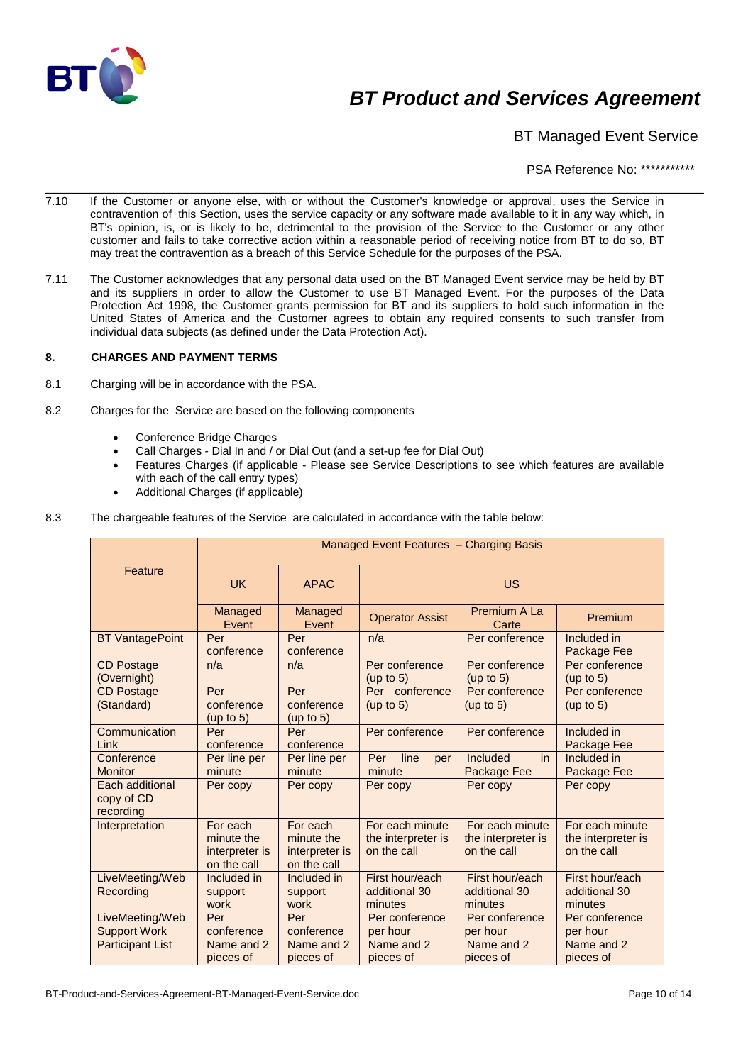7.10 If the Customer or anyone else, with or without the Customer's knowledge or approval, uses the Service in contravention of this Section, uses the service capacity or any software made available to it in any way which, in BT's opinion, is, or is likely to be, detrimental to the provision of the Service to the Customer or any other customer and fails to take corrective action within a reasonable period of receiving notice from BT to do so, BT may treat the contravention as a breach of this Service Schedule for the purposes of the PSA.

7.11 The Customer acknowledges that any personal data used on the BT Managed Event service may be held by BT and its suppliers in order to allow the Customer to use BT Managed Event. For the purposes of the Data Protection Act 1998, the Customer grants permission for BT and its suppliers to hold such information in the United States of America and the Customer agrees to obtain any required consents to such transfer from individual data subjects (as defined under the Data Protection Act).

## 8. CHARGES AND PAYMENT TERMS

8.1 Charging will be in accordance with the PSA.

8.2 Charges for the Service are based on the following components

- Conference Bridge Charges
- Call Charges - Dial In and / or Dial Out (and a set-up fee for Dial Out)
- Features Charges (if applicable - Please see Service Descriptions to see which features are available with each of the call entry types)
- Additional Charges (if applicable)

8.3 The chargeable features of the Service are calculated in accordance with the table below:

| Feature | Managed Event Features – Charging Basis | | | | |
|---|---|---|---|---|---|
| | UK | APAC | US | | |
| | Managed Event | Managed Event | Operator Assist | Premium A La Carte | Premium |
| BT VantagePoint | Per conference | Per conference | n/a | Per conference | Included in Package Fee |
| CD Postage (Overnight) | n/a | n/a | Per conference (up to 5) | Per conference (up to 5) | Per conference (up to 5) |
| CD Postage (Standard) | Per conference (up to 5) | Per conference (up to 5) | Per conference (up to 5) | Per conference (up to 5) | Per conference (up to 5) |
| Communication Link | Per conference | Per conference | Per conference | Per conference | Included in Package Fee |
| Conference Monitor | Per line per minute | Per line per minute | Per line per minute | Included in Package Fee | Included in Package Fee |
| Each additional copy of CD recording | Per copy | Per copy | Per copy | Per copy | Per copy |
| Interpretation | For each minute the interpreter is on the call | For each minute the interpreter is on the call | For each minute the interpreter is on the call | For each minute the interpreter is on the call | For each minute the interpreter is on the call |
| LiveMeeting/Web Recording | Included in support work | Included in support work | First hour/each additional 30 minutes | First hour/each additional 30 minutes | First hour/each additional 30 minutes |
| LiveMeeting/Web Support Work | Per conference | Per conference | Per conference per hour | Per conference per hour | Per conference per hour |
| Participant List | Name and 2 pieces of | Name and 2 pieces of | Name and 2 pieces of | Name and 2 pieces of | Name and 2 pieces of |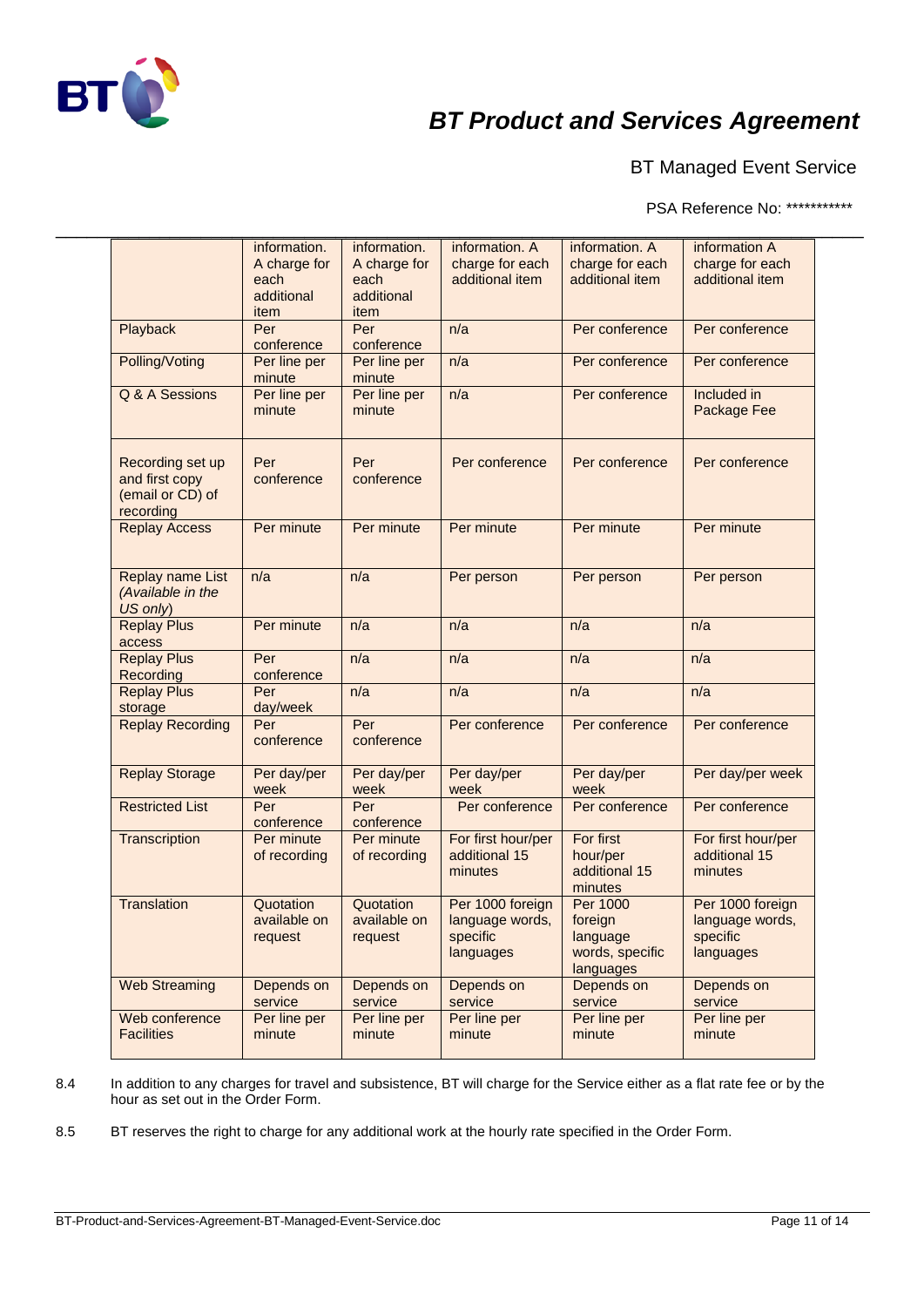| | information. A charge for each additional item | information. A charge for each additional item | information. A charge for each additional item | information. A charge for each additional item | information A charge for each additional item |
|---|---|---|---|---|---|
| Playback | Per conference | Per conference | n/a | Per conference | Per conference |
| Polling/Voting | Per line per minute | Per line per minute | n/a | Per conference | Per conference |
| Q & A Sessions | Per line per minute | Per line per minute | n/a | Per conference | Included in Package Fee |
| Recording set up and first copy (email or CD) of recording | Per conference | Per conference | Per conference | Per conference | Per conference |
| Replay Access | Per minute | Per minute | Per minute | Per minute | Per minute |
| Replay name List *(Available in the US only)* | n/a | n/a | Per person | Per person | Per person |
| Replay Plus access | Per minute | n/a | n/a | n/a | n/a |
| Replay Plus Recording | Per conference | n/a | n/a | n/a | n/a |
| Replay Plus storage | Per day/week | n/a | n/a | n/a | n/a |
| Replay Recording | Per conference | Per conference | Per conference | Per conference | Per conference |
| Replay Storage | Per day/per week | Per day/per week | Per day/per week | Per day/per week | Per day/per week |
| Restricted List | Per conference | Per conference | Per conference | Per conference | Per conference |
| Transcription | Per minute of recording | Per minute of recording | For first hour/per additional 15 minutes | For first hour/per additional 15 minutes | For first hour/per additional 15 minutes |
| Translation | Quotation available on request | Quotation available on request | Per 1000 foreign language words, specific languages | Per 1000 foreign language words, specific languages | Per 1000 foreign language words, specific languages |
| Web Streaming | Depends on service | Depends on service | Depends on service | Depends on service | Depends on service |
| Web conference Facilities | Per line per minute | Per line per minute | Per line per minute | Per line per minute | Per line per minute |

8.4 In addition to any charges for travel and subsistence, BT will charge for the Service either as a flat rate fee or by the hour as set out in the Order Form.

8.5 BT reserves the right to charge for any additional work at the hourly rate specified in the Order Form.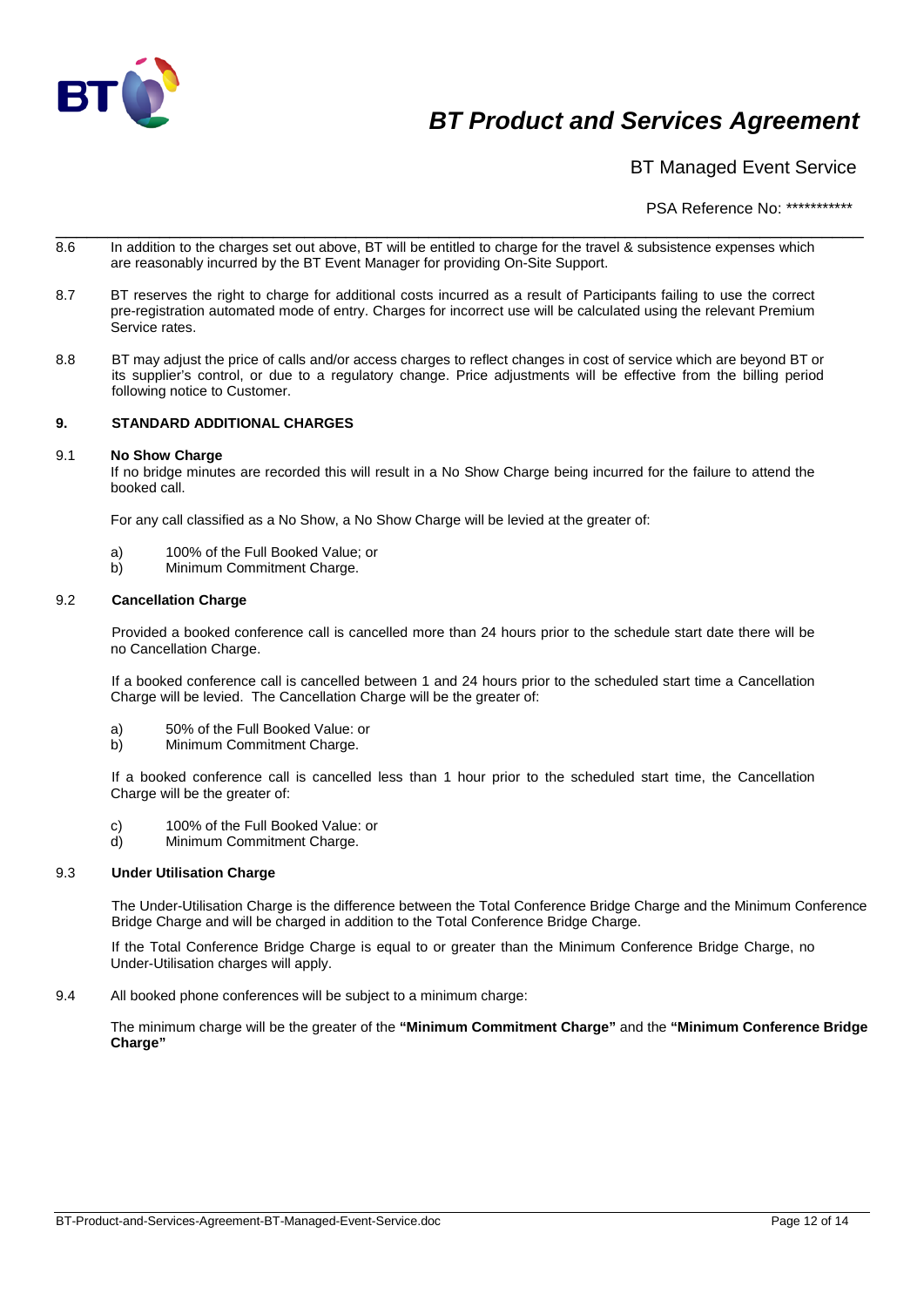8.6 In addition to the charges set out above, BT will be entitled to charge for the travel & subsistence expenses which are reasonably incurred by the BT Event Manager for providing On-Site Support.

8.7 BT reserves the right to charge for additional costs incurred as a result of Participants failing to use the correct pre-registration automated mode of entry. Charges for incorrect use will be calculated using the relevant Premium Service rates.

8.8 BT may adjust the price of calls and/or access charges to reflect changes in cost of service which are beyond BT or its supplier's control, or due to a regulatory change. Price adjustments will be effective from the billing period following notice to Customer.

## 9. STANDARD ADDITIONAL CHARGES

9.1 **No Show Charge**

If no bridge minutes are recorded this will result in a No Show Charge being incurred for the failure to attend the booked call.

For any call classified as a No Show, a No Show Charge will be levied at the greater of:

a) 100% of the Full Booked Value; or
b) Minimum Commitment Charge.

9.2 **Cancellation Charge**

Provided a booked conference call is cancelled more than 24 hours prior to the schedule start date there will be no Cancellation Charge.

If a booked conference call is cancelled between 1 and 24 hours prior to the scheduled start time a Cancellation Charge will be levied. The Cancellation Charge will be the greater of:

a) 50% of the Full Booked Value: or
b) Minimum Commitment Charge.

If a booked conference call is cancelled less than 1 hour prior to the scheduled start time, the Cancellation Charge will be the greater of:

c) 100% of the Full Booked Value: or
d) Minimum Commitment Charge.

9.3 **Under Utilisation Charge**

The Under-Utilisation Charge is the difference between the Total Conference Bridge Charge and the Minimum Conference Bridge Charge and will be charged in addition to the Total Conference Bridge Charge.

If the Total Conference Bridge Charge is equal to or greater than the Minimum Conference Bridge Charge, no Under-Utilisation charges will apply.

9.4 All booked phone conferences will be subject to a minimum charge:

The minimum charge will be the greater of the **"Minimum Commitment Charge"** and the **"Minimum Conference Bridge Charge"**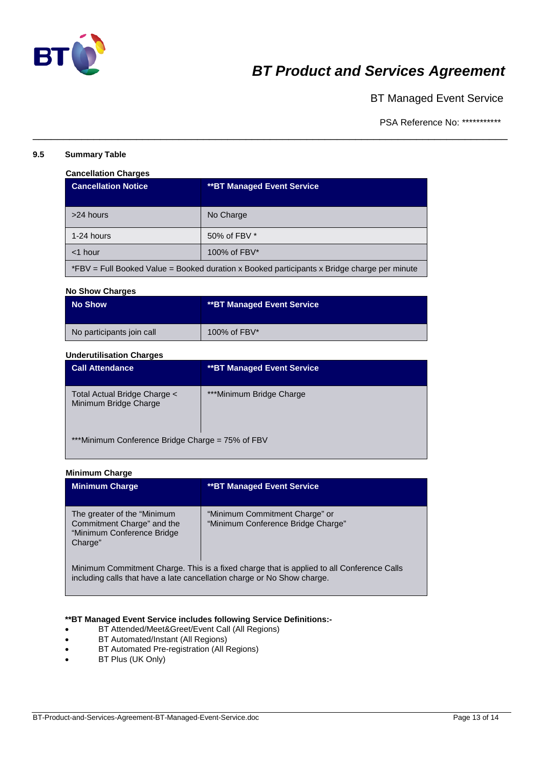### 9.5 Summary Table

**Cancellation Charges**

| Cancellation Notice | **BT Managed Event Service |
|---|---|
| >24 hours | No Charge |
| 1-24 hours | 50% of FBV * |
| <1 hour | 100% of FBV* |
| *FBV = Full Booked Value = Booked duration x Booked participants x Bridge charge per minute | |

**No Show Charges**

| No Show | **BT Managed Event Service |
|---|---|
| No participants join call | 100% of FBV* |

**Underutilisation Charges**

| Call Attendance | **BT Managed Event Service |
|---|---|
| Total Actual Bridge Charge < Minimum Bridge Charge | ***Minimum Bridge Charge |
| ***Minimum Conference Bridge Charge = 75% of FBV | |

**Minimum Charge**

| Minimum Charge | **BT Managed Event Service |
|---|---|
| The greater of the "Minimum Commitment Charge" and the "Minimum Conference Bridge Charge" | "Minimum Commitment Charge" or "Minimum Conference Bridge Charge" |
| Minimum Commitment Charge. This is a fixed charge that is applied to all Conference Calls including calls that have a late cancellation charge or No Show charge. | |

**\*\*BT Managed Event Service includes following Service Definitions:-**

- BT Attended/Meet&Greet/Event Call (All Regions)
- BT Automated/Instant (All Regions)
- BT Automated Pre-registration (All Regions)
- BT Plus (UK Only)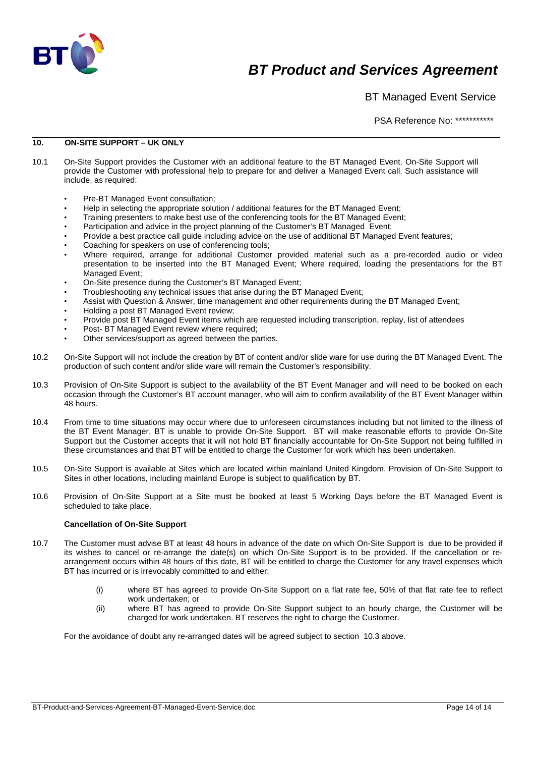## 10. ON-SITE SUPPORT – UK ONLY

10.1 On-Site Support provides the Customer with an additional feature to the BT Managed Event. On-Site Support will provide the Customer with professional help to prepare for and deliver a Managed Event call. Such assistance will include, as required:

- Pre-BT Managed Event consultation;
- Help in selecting the appropriate solution / additional features for the BT Managed Event;
- Training presenters to make best use of the conferencing tools for the BT Managed Event;
- Participation and advice in the project planning of the Customer's BT Managed Event;
- Provide a best practice call guide including advice on the use of additional BT Managed Event features;
- Coaching for speakers on use of conferencing tools;
- Where required, arrange for additional Customer provided material such as a pre-recorded audio or video presentation to be inserted into the BT Managed Event; Where required, loading the presentations for the BT Managed Event;
- On-Site presence during the Customer's BT Managed Event;
- Troubleshooting any technical issues that arise during the BT Managed Event;
- Assist with Question & Answer, time management and other requirements during the BT Managed Event;
- Holding a post BT Managed Event review;
- Provide post BT Managed Event items which are requested including transcription, replay, list of attendees
- Post- BT Managed Event review where required;
- Other services/support as agreed between the parties.

10.2 On-Site Support will not include the creation by BT of content and/or slide ware for use during the BT Managed Event. The production of such content and/or slide ware will remain the Customer's responsibility.

10.3 Provision of On-Site Support is subject to the availability of the BT Event Manager and will need to be booked on each occasion through the Customer's BT account manager, who will aim to confirm availability of the BT Event Manager within 48 hours.

10.4 From time to time situations may occur where due to unforeseen circumstances including but not limited to the illness of the BT Event Manager, BT is unable to provide On-Site Support. BT will make reasonable efforts to provide On-Site Support but the Customer accepts that it will not hold BT financially accountable for On-Site Support not being fulfilled in these circumstances and that BT will be entitled to charge the Customer for work which has been undertaken.

10.5 On-Site Support is available at Sites which are located within mainland United Kingdom. Provision of On-Site Support to Sites in other locations, including mainland Europe is subject to qualification by BT.

10.6 Provision of On-Site Support at a Site must be booked at least 5 Working Days before the BT Managed Event is scheduled to take place.

**Cancellation of On-Site Support**

10.7 The Customer must advise BT at least 48 hours in advance of the date on which On-Site Support is due to be provided if its wishes to cancel or re-arrange the date(s) on which On-Site Support is to be provided. If the cancellation or re-arrangement occurs within 48 hours of this date, BT will be entitled to charge the Customer for any travel expenses which BT has incurred or is irrevocably committed to and either:

(i) where BT has agreed to provide On-Site Support on a flat rate fee, 50% of that flat rate fee to reflect work undertaken; or

(ii) where BT has agreed to provide On-Site Support subject to an hourly charge, the Customer will be charged for work undertaken. BT reserves the right to charge the Customer.

For the avoidance of doubt any re-arranged dates will be agreed subject to section 10.3 above.